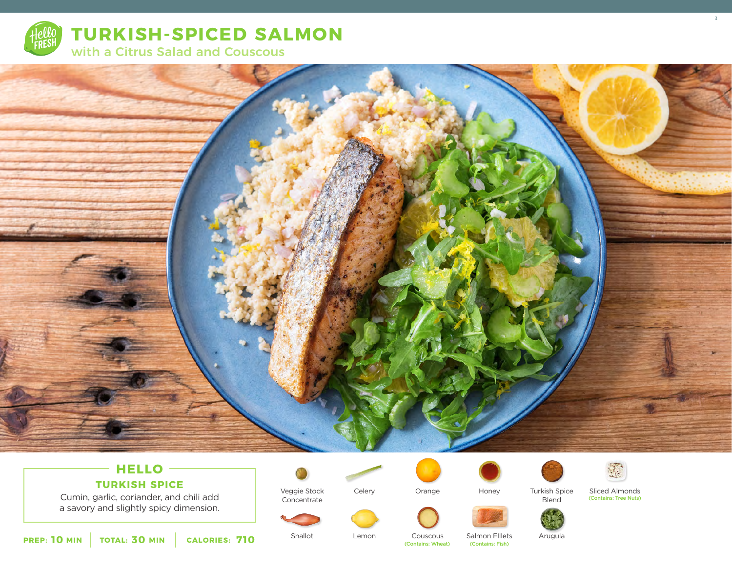# TURKISH-SPICED SALMON

## with a Citrus Salad and Couscous

### HELLO

### TURKISH SPICE

Cumin, garlic, coriander, and chili add a savory and slightly spicy dimension.

**PREP: 10 MIN** | **TOTAL: 30 MIN** | **CALORIES: 710**

- Veggie Stock Concentrate
- Celery
- Orange
- Honey
- Turkish Spice Blend
- Sliced Almonds (Contains: Tree Nuts)
- Shallot
- Lemon
- Couscous (Contains: Wheat)
- Salmon FIllets (Contains: Fish)
- Arugula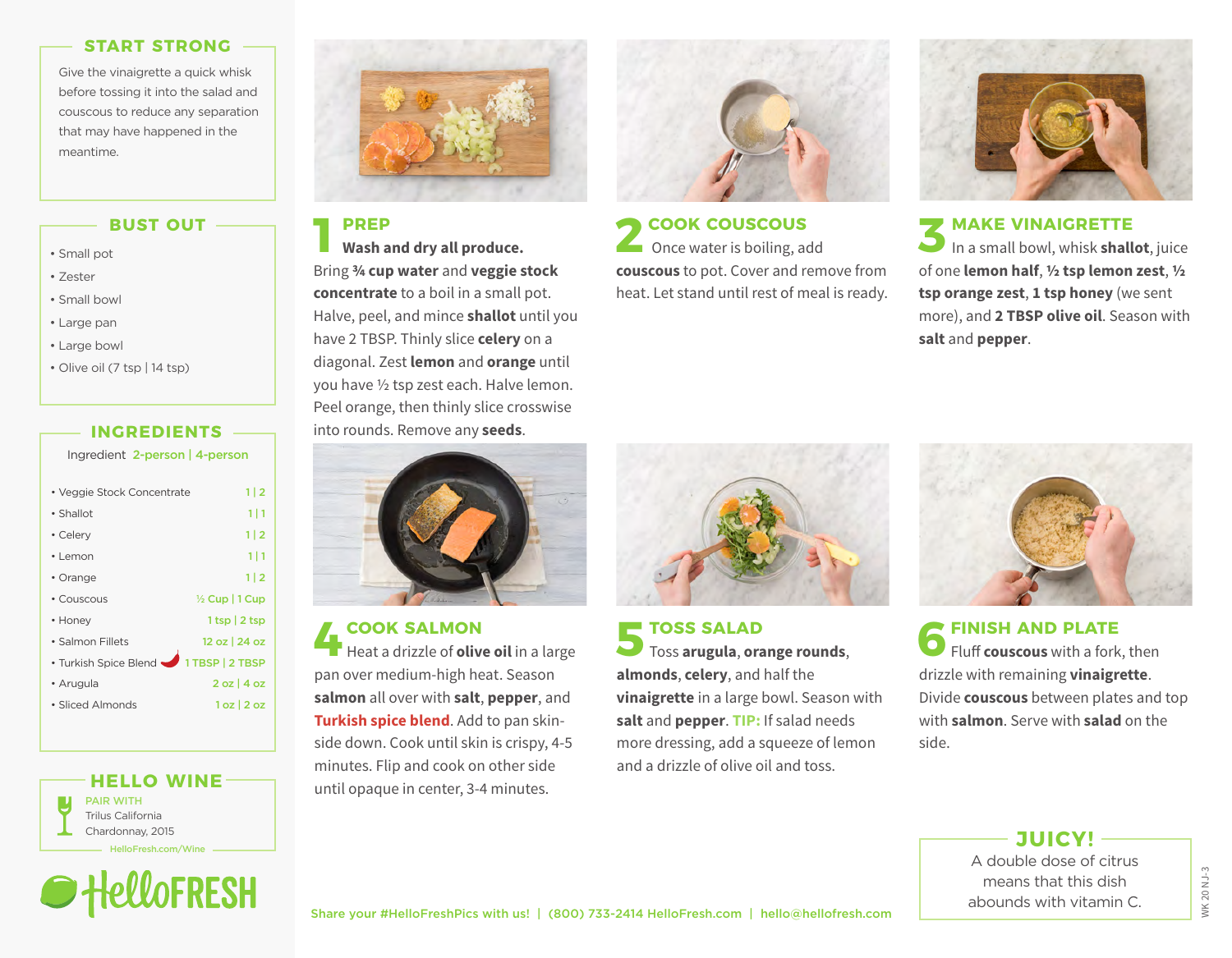## START STRONG

Give the vinaigrette a quick whisk before tossing it into the salad and couscous to reduce any separation that may have happened in the meantime.

## BUST OUT

- Small pot
- Zester
- Small bowl
- Large pan
- Large bowl
- Olive oil (7 tsp | 14 tsp)

## INGREDIENTS

| Ingredient | 2-person \| 4-person |
|---|---|
| Veggie Stock Concentrate | 1 \| 2 |
| Shallot | 1 \| 1 |
| Celery | 1 \| 2 |
| Lemon | 1 \| 1 |
| Orange | 1 \| 2 |
| Couscous | ½ Cup \| 1 Cup |
| Honey | 1 tsp \| 2 tsp |
| Salmon Fillets | 12 oz \| 24 oz |
| Turkish Spice Blend | 1 TBSP \| 2 TBSP |
| Arugula | 2 oz \| 4 oz |
| Sliced Almonds | 1 oz \| 2 oz |

## HELLO WINE

PAIR WITH
Trilus California Chardonnay, 2015

HelloFresh.com/Wine

HelloFRESH

## 1 PREP

**Wash and dry all produce.**

Bring **¾ cup water** and **veggie stock concentrate** to a boil in a small pot. Halve, peel, and mince **shallot** until you have 2 TBSP. Thinly slice **celery** on a diagonal. Zest **lemon** and **orange** until you have ½ tsp zest each. Halve lemon. Peel orange, then thinly slice crosswise into rounds. Remove any **seeds**.

## 2 COOK COUSCOUS

Once water is boiling, add **couscous** to pot. Cover and remove from heat. Let stand until rest of meal is ready.

## 3 MAKE VINAIGRETTE

In a small bowl, whisk **shallot**, juice of one **lemon half**, **½ tsp lemon zest**, **½ tsp orange zest**, **1 tsp honey** (we sent more), and **2 TBSP olive oil**. Season with **salt** and **pepper**.

## 4 COOK SALMON

Heat a drizzle of **olive oil** in a large pan over medium-high heat. Season **salmon** all over with **salt**, **pepper**, and **Turkish spice blend**. Add to pan skin-side down. Cook until skin is crispy, 4-5 minutes. Flip and cook on other side until opaque in center, 3-4 minutes.

## 5 TOSS SALAD

Toss **arugula**, **orange rounds**, **almonds**, **celery**, and half the **vinaigrette** in a large bowl. Season with **salt** and **pepper**. TIP: If salad needs more dressing, add a squeeze of lemon and a drizzle of olive oil and toss.

## 6 FINISH AND PLATE

Fluff **couscous** with a fork, then drizzle with remaining **vinaigrette**. Divide **couscous** between plates and top with **salmon**. Serve with **salad** on the side.

## JUICY!

A double dose of citrus means that this dish abounds with vitamin C.

Share your #HelloFreshPics with us! | (800) 733-2414 HelloFresh.com | hello@hellofresh.com

WK 20 NJ-3